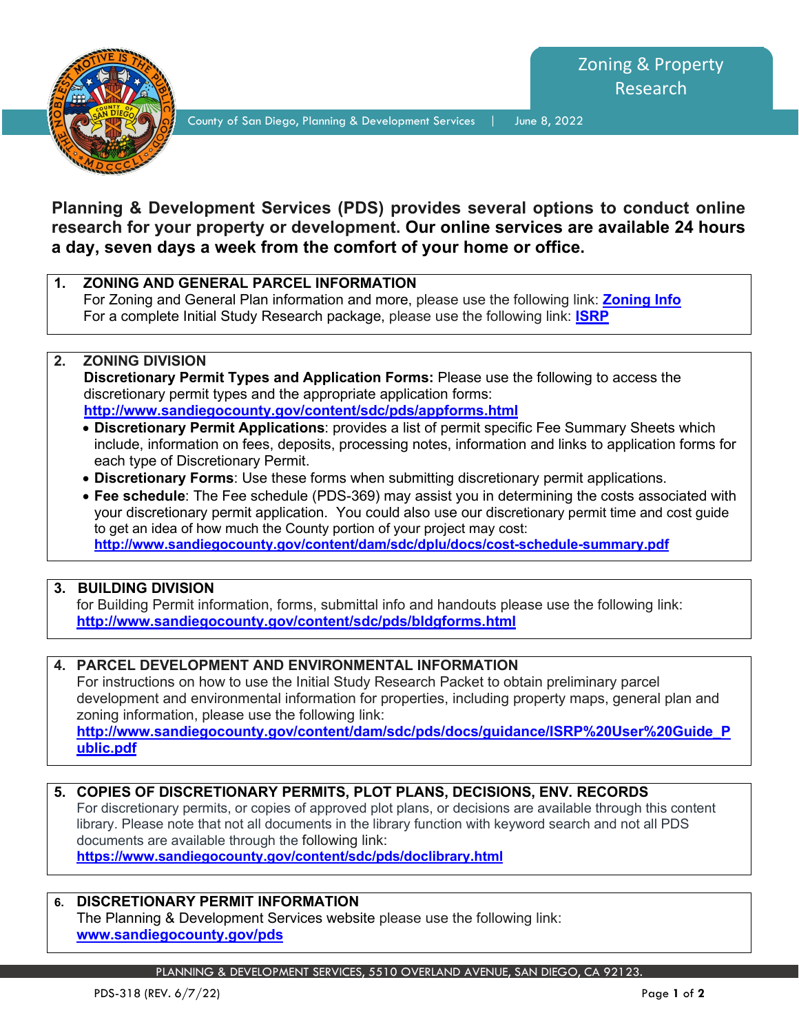# Zoning & Property Research

County of San Diego, Planning & Development Services | June 8, 2022

**Planning & Development Services (PDS) provides several options to conduct online research for your property or development. Our online services are available 24 hours a day, seven days a week from the comfort of your home or office.**

## 1. ZONING AND GENERAL PARCEL INFORMATION

For Zoning and General Plan information and more, please use the following link: **Zoning Info**

For a complete Initial Study Research package, please use the following link: **ISRP**

## 2. ZONING DIVISION

**Discretionary Permit Types and Application Forms:** Please use the following to access the discretionary permit types and the appropriate application forms: **http://www.sandiegocounty.gov/content/sdc/pds/appforms.html**

- **Discretionary Permit Applications**: provides a list of permit specific Fee Summary Sheets which include, information on fees, deposits, processing notes, information and links to application forms for each type of Discretionary Permit.
- **Discretionary Forms**: Use these forms when submitting discretionary permit applications.
- **Fee schedule**: The Fee schedule (PDS-369) may assist you in determining the costs associated with your discretionary permit application. You could also use our discretionary permit time and cost guide to get an idea of how much the County portion of your project may cost: **http://www.sandiegocounty.gov/content/dam/sdc/dplu/docs/cost-schedule-summary.pdf**

## 3. BUILDING DIVISION

for Building Permit information, forms, submittal info and handouts please use the following link: **http://www.sandiegocounty.gov/content/sdc/pds/bldgforms.html**

## 4. PARCEL DEVELOPMENT AND ENVIRONMENTAL INFORMATION

For instructions on how to use the Initial Study Research Packet to obtain preliminary parcel development and environmental information for properties, including property maps, general plan and zoning information, please use the following link: **http://www.sandiegocounty.gov/content/dam/sdc/pds/docs/guidance/ISRP%20User%20Guide_Public.pdf**

## 5. COPIES OF DISCRETIONARY PERMITS, PLOT PLANS, DECISIONS, ENV. RECORDS

For discretionary permits, or copies of approved plot plans, or decisions are available through this content library. Please note that not all documents in the library function with keyword search and not all PDS documents are available through the following link: **https://www.sandiegocounty.gov/content/sdc/pds/doclibrary.html**

## 6. DISCRETIONARY PERMIT INFORMATION

The Planning & Development Services website please use the following link: **www.sandiegocounty.gov/pds**

PLANNING & DEVELOPMENT SERVICES, 5510 OVERLAND AVENUE, SAN DIEGO, CA 92123.

PDS-318 (REV. 6/7/22)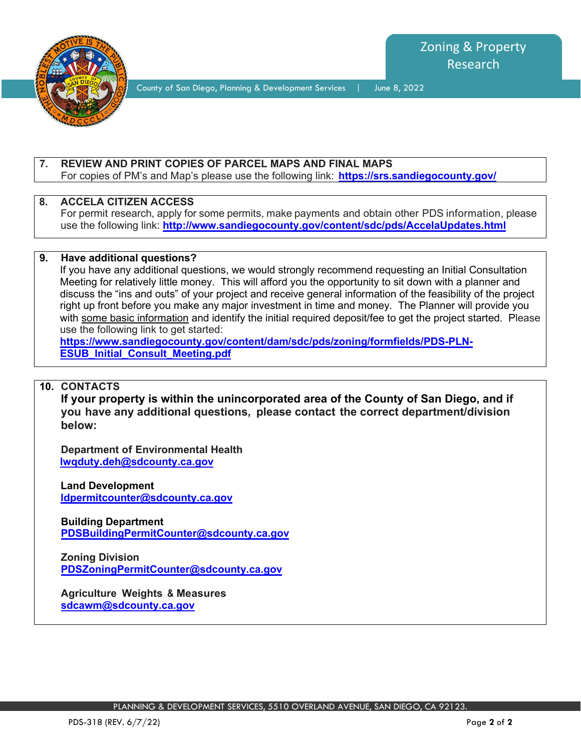## 7. REVIEW AND PRINT COPIES OF PARCEL MAPS AND FINAL MAPS

For copies of PM's and Map's please use the following link: **https://srs.sandiegocounty.gov/**

## 8. ACCELA CITIZEN ACCESS

For permit research, apply for some permits, make payments and obtain other PDS information, please use the following link: **http://www.sandiegocounty.gov/content/sdc/pds/AccelaUpdates.html**

## 9. Have additional questions?

If you have any additional questions, we would strongly recommend requesting an Initial Consultation Meeting for relatively little money. This will afford you the opportunity to sit down with a planner and discuss the "ins and outs" of your project and receive general information of the feasibility of the project right up front before you make any major investment in time and money. The Planner will provide you with some basic information and identify the initial required deposit/fee to get the project started. Please use the following link to get started:
**https://www.sandiegocounty.gov/content/dam/sdc/pds/zoning/formfields/PDS-PLN-ESUB_Initial_Consult_Meeting.pdf**

## 10. CONTACTS

**If your property is within the unincorporated area of the County of San Diego, and if you have any additional questions, please contact the correct department/division below:**

**Department of Environmental Health**
**lwqduty.deh@sdcounty.ca.gov**

**Land Development**
**ldpermitcounter@sdcounty.ca.gov**

**Building Department**
**PDSBuildingPermitCounter@sdcounty.ca.gov**

**Zoning Division**
**PDSZoningPermitCounter@sdcounty.ca.gov**

**Agriculture Weights & Measures**
**sdcawm@sdcounty.ca.gov**